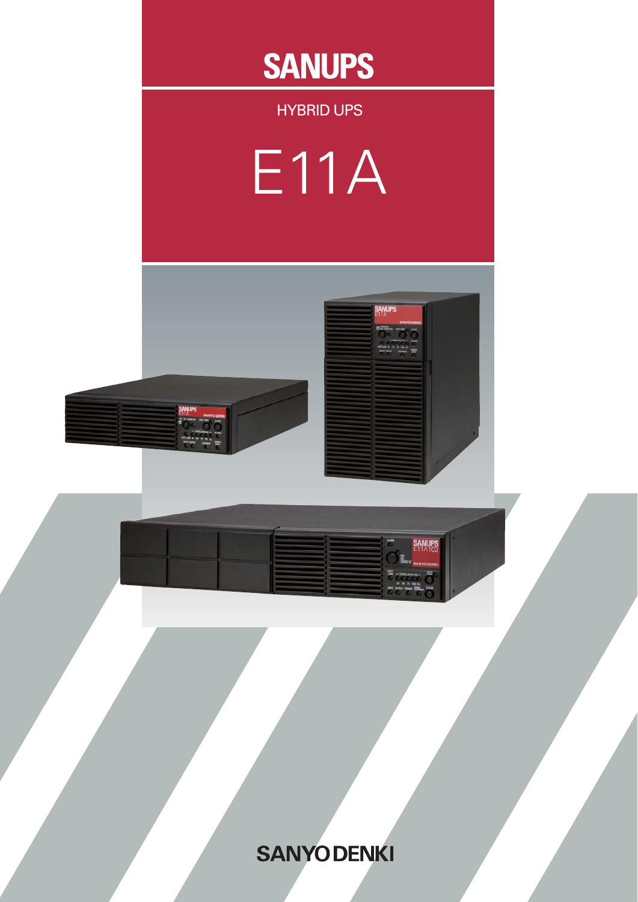# SANUPS

HYBRID UPS

# E11A

SANYO DENKI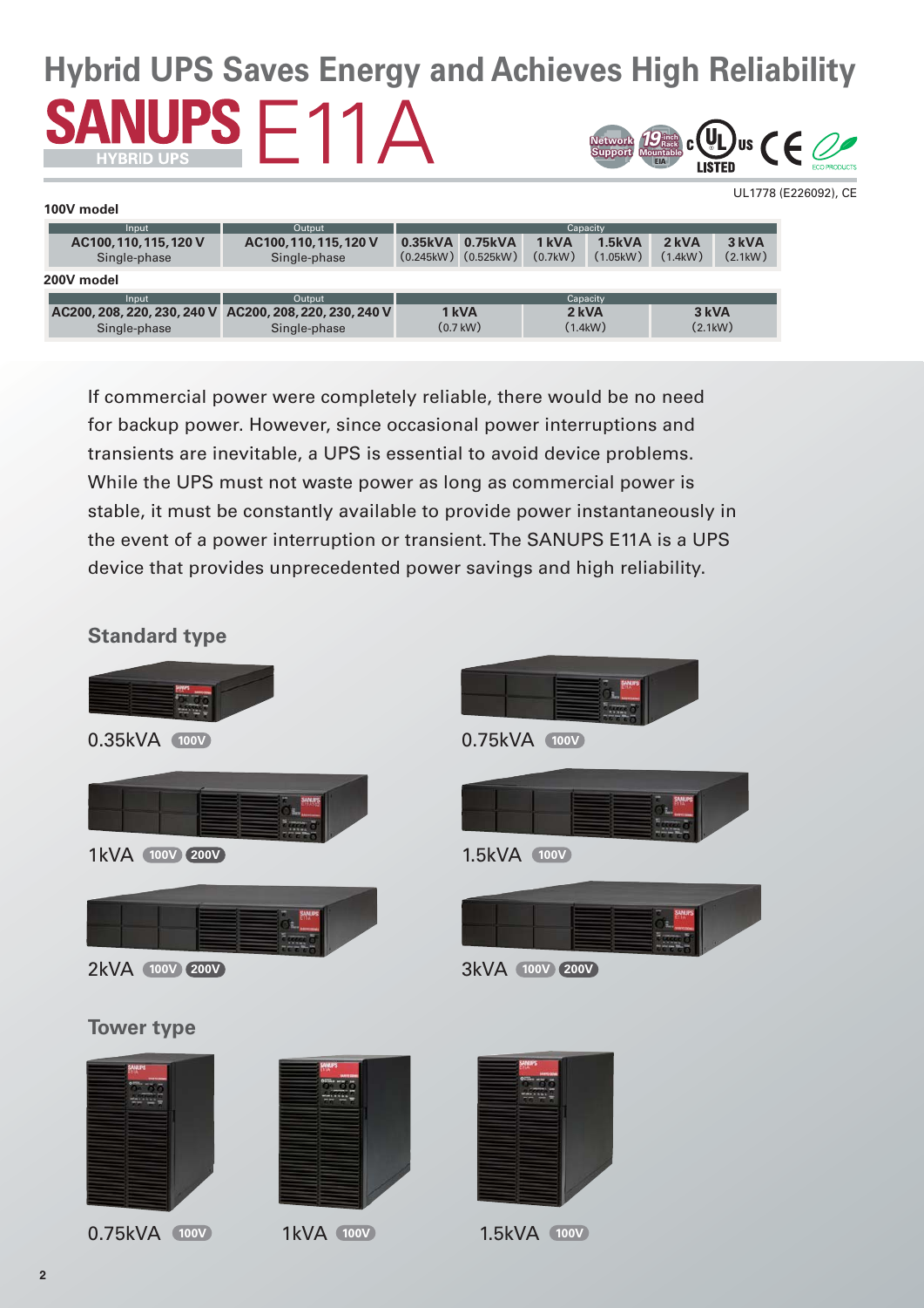# Hybrid UPS Saves Energy and Achieves High Reliability

## SANUPS E11A

HYBRID UPS

UL1778 (E226092), CE

**100V model**

| Input | Output | Capacity | | | | | |
|---|---|---|---|---|---|---|---|
| AC100, 110, 115, 120 V Single-phase | AC100, 110, 115, 120 V Single-phase | 0.35kVA (0.245kW) | 0.75kVA (0.525kW) | 1 kVA (0.7kW) | 1.5kVA (1.05kW) | 2 kVA (1.4kW) | 3 kVA (2.1kW) |

**200V model**

| Input | Output | Capacity | | |
|---|---|---|---|---|
| AC200, 208, 220, 230, 240 V Single-phase | AC200, 208, 220, 230, 240 V Single-phase | 1 kVA (0.7 kW) | 2 kVA (1.4kW) | 3 kVA (2.1kW) |

If commercial power were completely reliable, there would be no need for backup power. However, since occasional power interruptions and transients are inevitable, a UPS is essential to avoid device problems. While the UPS must not waste power as long as commercial power is stable, it must be constantly available to provide power instantaneously in the event of a power interruption or transient. The SANUPS E11A is a UPS device that provides unprecedented power savings and high reliability.

### Standard type

0.35kVA 100V

0.75kVA 100V

1kVA 100V 200V

1.5kVA 100V

2kVA 100V 200V

3kVA 100V 200V

### Tower type

0.75kVA 100V

1kVA 100V

1.5kVA 100V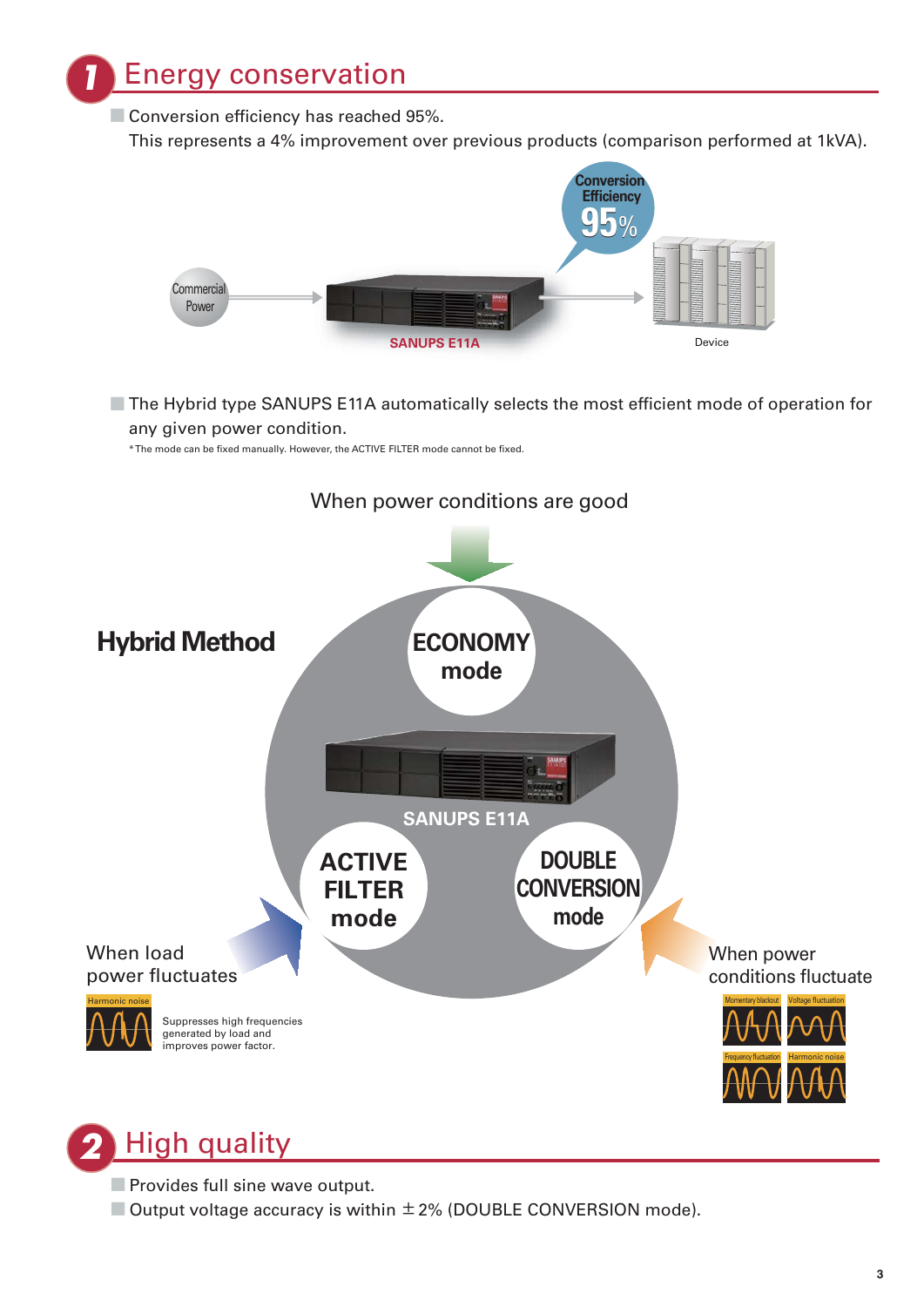# 1 Energy conservation

- Conversion efficiency has reached 95%.
  This represents a 4% improvement over previous products (comparison performed at 1kVA).

Commercial Power → SANUPS E11A → Device

Conversion Efficiency 95%

- The Hybrid type SANUPS E11A automatically selects the most efficient mode of operation for any given power condition.

\* The mode can be fixed manually. However, the ACTIVE FILTER mode cannot be fixed.

**Hybrid Method**

When power conditions are good

**ECONOMY mode**

SANUPS E11A

**ACTIVE FILTER mode**

**DOUBLE CONVERSION mode**

When load power fluctuates

Harmonic noise

Suppresses high frequencies generated by load and improves power factor.

When power conditions fluctuate

Momentary blackout | Voltage fluctuation | Frequency fluctuation | Harmonic noise

# 2 High quality

- Provides full sine wave output.
- Output voltage accuracy is within ±2% (DOUBLE CONVERSION mode).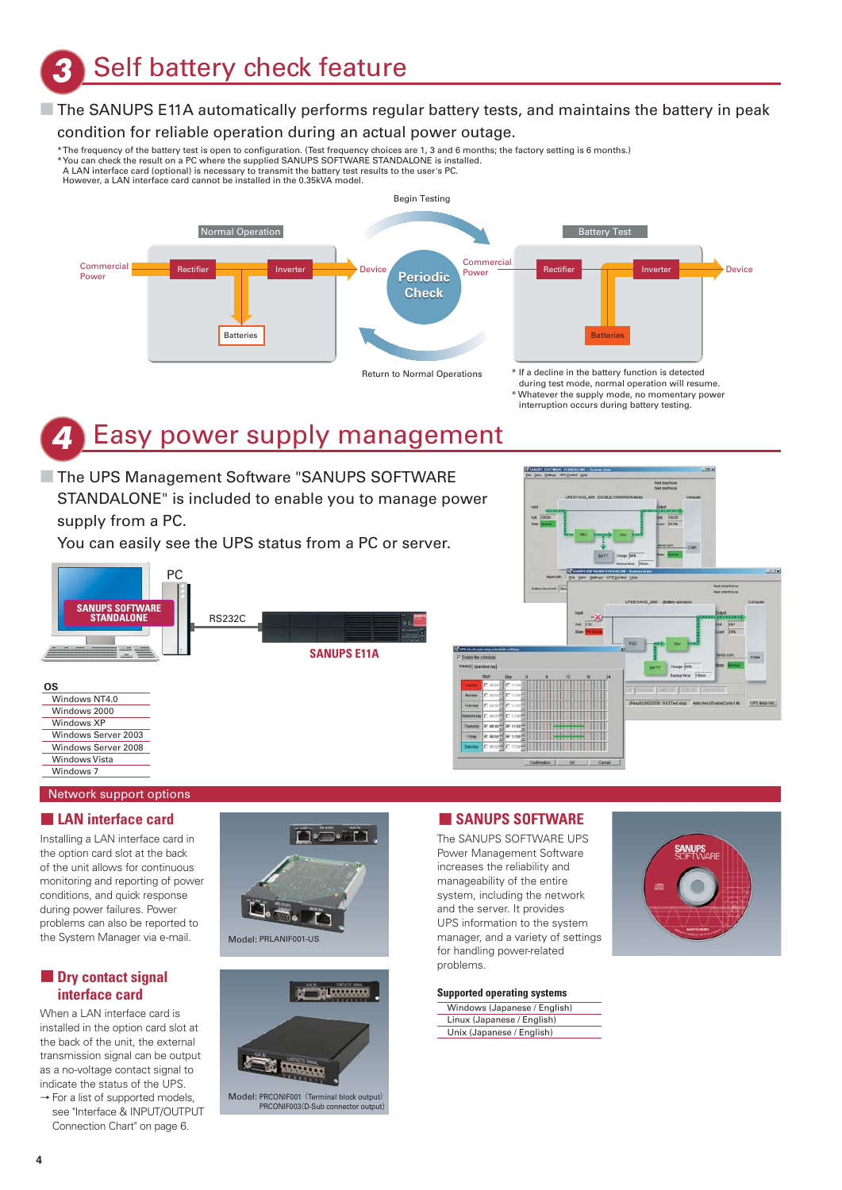## 3 Self battery check feature

The SANUPS E11A automatically performs regular battery tests, and maintains the battery in peak condition for reliable operation during an actual power outage.

*The frequency of the battery test is open to configuration. (Test frequency choices are 1, 3 and 6 months; the factory setting is 6 months.)
*You can check the result on a PC where the supplied SANUPS SOFTWARE STANDALONE is installed.
A LAN interface card (optional) is necessary to transmit the battery test results to the user's PC.
However, a LAN interface card cannot be installed in the 0.35kVA model.

Normal Operation — Commercial Power → Rectifier → Inverter → Device; Batteries

Begin Testing → Periodic Check → Return to Normal Operations

Battery Test — Commercial Power → Rectifier → Inverter → Device; Batteries

* If a decline in the battery function is detected during test mode, normal operation will resume.
* Whatever the supply mode, no momentary power interruption occurs during battery testing.

## 4 Easy power supply management

The UPS Management Software "SANUPS SOFTWARE STANDALONE" is included to enable you to manage power supply from a PC.
You can easily see the UPS status from a PC or server.

SANUPS SOFTWARE STANDALONE — PC — RS232C — SANUPS E11A

**OS**

- Windows NT4.0
- Windows 2000
- Windows XP
- Windows Server 2003
- Windows Server 2008
- Windows Vista
- Windows 7

### Network support options

#### LAN interface card

Installing a LAN interface card in the option card slot at the back of the unit allows for continuous monitoring and reporting of power conditions, and quick response during power failures. Power problems can also be reported to the System Manager via e-mail.

Model: PRLANIF001-US

#### Dry contact signal interface card

When a LAN interface card is installed in the option card slot at the back of the unit, the external transmission signal can be output as a no-voltage contact signal to indicate the status of the UPS.
→ For a list of supported models, see "Interface & INPUT/OUTPUT Connection Chart" on page 6.

Model: PRCONIF001 (Terminal block output)
PRCONIF003(D-Sub connector output)

#### SANUPS SOFTWARE

The SANUPS SOFTWARE UPS Power Management Software increases the reliability and manageability of the entire system, including the network and the server. It provides UPS information to the system manager, and a variety of settings for handling power-related problems.

**Supported operating systems**

- Windows (Japanese / English)
- Linux (Japanese / English)
- Unix (Japanese / English)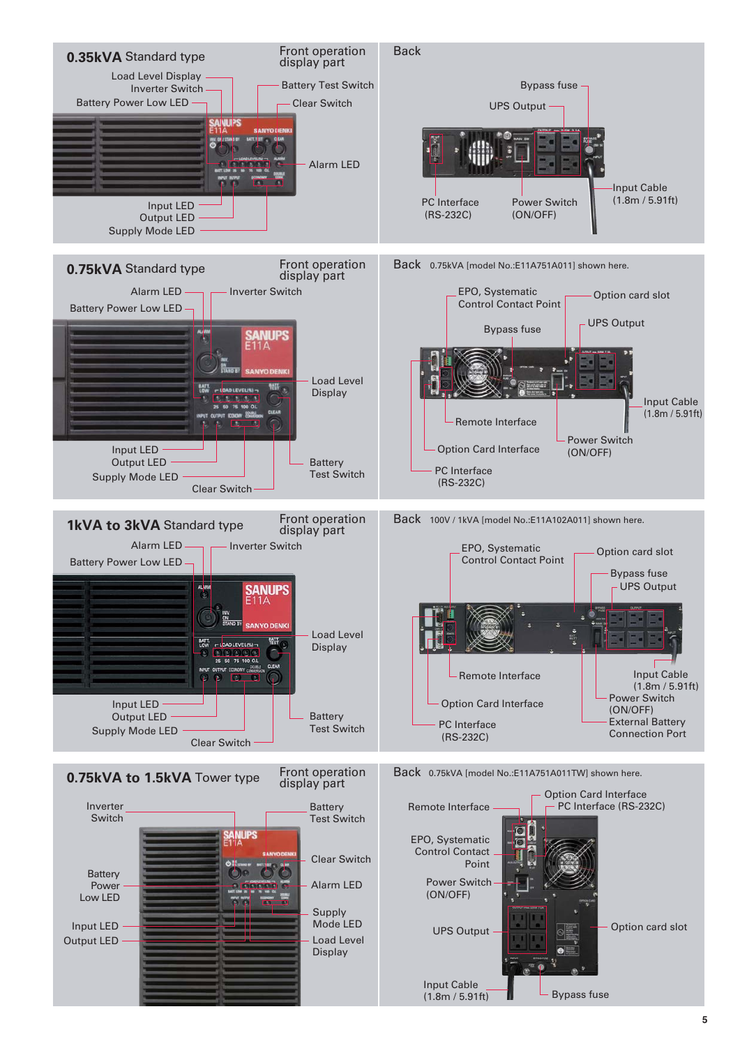## 0.35kVA Standard type

### Front operation display part

- Load Level Display
- Inverter Switch
- Battery Power Low LED
- Battery Test Switch
- Clear Switch
- Alarm LED
- Input LED
- Output LED
- Supply Mode LED

### Back

- Bypass fuse
- UPS Output
- PC Interface (RS-232C)
- Power Switch (ON/OFF)
- Input Cable (1.8m / 5.91ft)

## 0.75kVA Standard type

### Front operation display part

- Alarm LED
- Inverter Switch
- Battery Power Low LED
- Load Level Display
- Input LED
- Output LED
- Supply Mode LED
- Battery Test Switch
- Clear Switch

### Back

0.75kVA [model No.:E11A751A011] shown here.

- EPO, Systematic Control Contact Point
- Option card slot
- Bypass fuse
- UPS Output
- Input Cable (1.8m / 5.91ft)
- Remote Interface
- Power Switch (ON/OFF)
- Option Card Interface
- PC Interface (RS-232C)

## 1kVA to 3kVA Standard type

### Front operation display part

- Alarm LED
- Inverter Switch
- Battery Power Low LED
- Load Level Display
- Input LED
- Output LED
- Supply Mode LED
- Battery Test Switch
- Clear Switch

### Back

100V / 1kVA [model No.:E11A102A011] shown here.

- EPO, Systematic Control Contact Point
- Option card slot
- Bypass fuse
- UPS Output
- Remote Interface
- Input Cable (1.8m / 5.91ft)
- Power Switch (ON/OFF)
- Option Card Interface
- External Battery Connection Port
- PC Interface (RS-232C)

## 0.75kVA to 1.5kVA Tower type

### Front operation display part

- Inverter Switch
- Battery Test Switch
- Clear Switch
- Battery Power Low LED
- Alarm LED
- Supply Mode LED
- Input LED
- Output LED
- Load Level Display

### Back

0.75kVA [model No.:E11A751A011TW] shown here.

- Option Card Interface
- Remote Interface
- PC Interface (RS-232C)
- EPO, Systematic Control Contact Point
- Power Switch (ON/OFF)
- UPS Output
- Option card slot
- Input Cable (1.8m / 5.91ft)
- Bypass fuse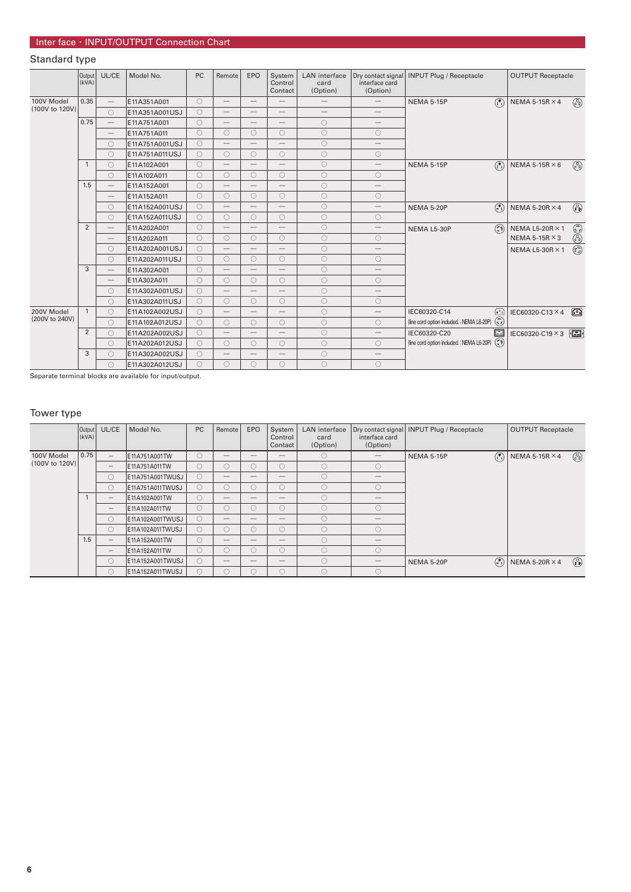## Inter face・INPUT/OUTPUT Connection Chart

### Standard type

| | Output (kVA) | UL/CE | Model No. | PC | Remote | EPO | System Control Contact | LAN interface card (Option) | Dry contact signal interface card (Option) | INPUT Plug / Receptacle | OUTPUT Receptacle |
|---|---|---|---|---|---|---|---|---|---|---|---|
| 100V Model (100V to 120V) | 0.35 | — | E11A351A001 | ○ | — | — | — | — | — | NEMA 5-15P | NEMA 5-15R×4 |
| | | ○ | E11A351A001USJ | ○ | — | — | — | — | — | | |
| | 0.75 | — | E11A751A001 | ○ | — | — | — | ○ | — | | |
| | | — | E11A751A011 | ○ | ○ | ○ | ○ | ○ | ○ | | |
| | | ○ | E11A751A001USJ | ○ | — | — | — | ○ | — | | |
| | | ○ | E11A751A011USJ | ○ | ○ | ○ | ○ | ○ | ○ | | |
| | 1 | ○ | E11A102A001 | ○ | — | — | — | ○ | — | NEMA 5-15P | NEMA 5-15R×6 |
| | | ○ | E11A102A011 | ○ | ○ | ○ | ○ | ○ | ○ | | |
| | 1.5 | — | E11A152A001 | ○ | — | — | — | ○ | — | | |
| | | — | E11A152A011 | ○ | ○ | ○ | ○ | ○ | ○ | | |
| | | ○ | E11A152A001USJ | ○ | — | — | — | ○ | — | NEMA 5-20P | NEMA 5-20R×4 |
| | | ○ | E11A152A011USJ | ○ | ○ | ○ | ○ | ○ | ○ | | |
| | 2 | — | E11A202A001 | ○ | — | — | — | ○ | — | NEMA L5-30P | NEMA L5-20R×1<br>NEMA 5-15R×3<br>NEMA L5-30R×1 |
| | | — | E11A202A011 | ○ | ○ | ○ | ○ | ○ | ○ | | |
| | | ○ | E11A202A001USJ | ○ | — | — | — | ○ | — | | |
| | | ○ | E11A202A011USJ | ○ | ○ | ○ | ○ | ○ | ○ | | |
| | 3 | — | E11A302A001 | ○ | — | — | — | ○ | — | | |
| | | — | E11A302A011 | ○ | ○ | ○ | ○ | ○ | ○ | | |
| | | ○ | E11A302A001USJ | ○ | — | — | — | ○ | — | | |
| | | ○ | E11A302A011USJ | ○ | ○ | ○ | ○ | ○ | ○ | | |
| 200V Model (200V to 240V) | 1 | ○ | E11A102A002USJ | ○ | — | — | — | ○ | — | IEC60320-C14<br>(line cord option included.: NEMA L6-20P) | IEC60320-C13×4 |
| | | ○ | E11A102A012USJ | ○ | ○ | ○ | ○ | ○ | ○ | | |
| | 2 | ○ | E11A202A002USJ | ○ | — | — | — | ○ | — | IEC60320-C20<br>(line cord option included.: NEMA L6-20P) | IEC60320-C19×3 |
| | | ○ | E11A202A012USJ | ○ | ○ | ○ | ○ | ○ | ○ | | |
| | 3 | ○ | E11A302A002USJ | ○ | — | — | — | ○ | — | | |
| | | ○ | E11A302A012USJ | ○ | ○ | ○ | ○ | ○ | ○ | | |

Separate terminal blocks are available for input/output.

### Tower type

| | Output (kVA) | UL/CE | Model No. | PC | Remote | EPO | System Control Contact | LAN interface card (Option) | Dry contact signal interface card (Option) | INPUT Plug / Receptacle | OUTPUT Receptacle |
|---|---|---|---|---|---|---|---|---|---|---|---|
| 100V Model (100V to 120V) | 0.75 | — | E11A751A001TW | ○ | — | — | — | ○ | — | NEMA 5-15P | NEMA 5-15R×4 |
| | | — | E11A751A011TW | ○ | ○ | ○ | ○ | ○ | ○ | | |
| | | ○ | E11A751A001TWUSJ | ○ | — | — | — | ○ | — | | |
| | | ○ | E11A751A011TWUSJ | ○ | ○ | ○ | ○ | ○ | ○ | | |
| | 1 | — | E11A102A001TW | ○ | — | — | — | ○ | — | | |
| | | — | E11A102A011TW | ○ | ○ | ○ | ○ | ○ | ○ | | |
| | | ○ | E11A102A001TWUSJ | ○ | — | — | — | ○ | — | | |
| | | ○ | E11A102A011TWUSJ | ○ | ○ | ○ | ○ | ○ | ○ | | |
| | 1.5 | — | E11A152A001TW | ○ | — | — | — | ○ | — | | |
| | | — | E11A152A011TW | ○ | ○ | ○ | ○ | ○ | ○ | | |
| | | ○ | E11A152A001TWUSJ | ○ | — | — | — | ○ | — | NEMA 5-20P | NEMA 5-20R×4 |
| | | ○ | E11A152A011TWUSJ | ○ | ○ | ○ | ○ | ○ | ○ | | |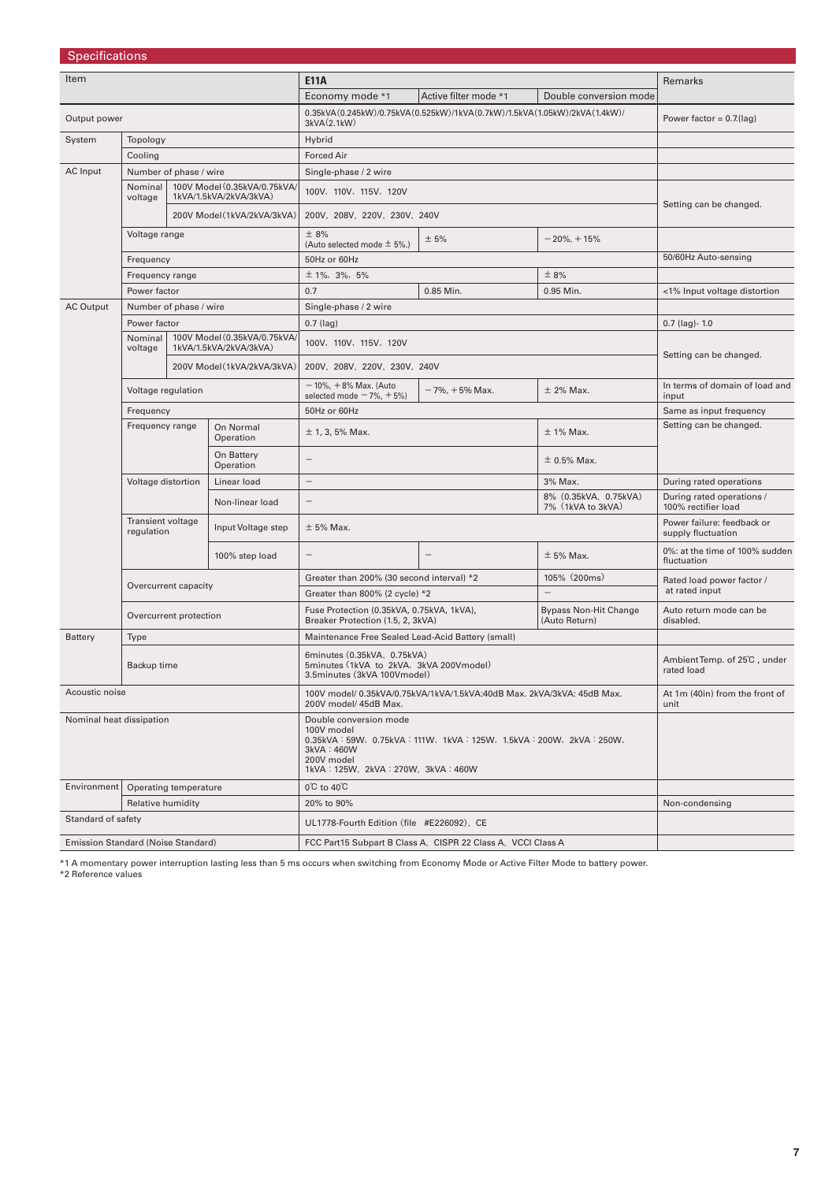## Specifications

| Item | | | E11A | | | Remarks |
|---|---|---|---|---|---|---|
| | | | Economy mode *1 | Active filter mode *1 | Double conversion mode | |
| Output power | | | 0.35kVA(0.245kW)/0.75kVA(0.525kW)/1kVA(0.7kW)/1.5kVA(1.05kW)/2kVA(1.4kW)/ 3kVA(2.1kW) | | | Power factor = 0.7(lag) |
| System | Topology | | Hybrid | | | |
| | Cooling | | Forced Air | | | |
| AC Input | Number of phase / wire | | Single-phase / 2 wire | | | |
| | Nominal voltage | 100V Model (0.35kVA/0.75kVA/ 1kVA/1.5kVA/2kVA/3kVA) | 100V, 110V, 115V, 120V | | | Setting can be changed. |
| | | 200V Model (1kVA/2kVA/3kVA) | 200V, 208V, 220V, 230V, 240V | | | |
| | Voltage range | | ± 8% (Auto selected mode ± 5%.) | ± 5% | −20%, +15% | |
| | Frequency | | 50Hz or 60Hz | | | 50/60Hz Auto-sensing |
| | Frequency range | | ± 1%, 3%, 5% | | ± 8% | |
| | Power factor | | 0.7 | 0.85 Min. | 0.95 Min. | <1% Input voltage distortion |
| AC Output | Number of phase / wire | | Single-phase / 2 wire | | | |
| | Power factor | | 0.7 (lag) | | | 0.7 (lag)- 1.0 |
| | Nominal voltage | 100V Model (0.35kVA/0.75kVA/ 1kVA/1.5kVA/2kVA/3kVA) | 100V, 110V, 115V, 120V | | | Setting can be changed. |
| | | 200V Model (1kVA/2kVA/3kVA) | 200V, 208V, 220V, 230V, 240V | | | |
| | Voltage regulation | | −10%, +8% Max. (Auto selected mode −7%, +5%) | −7%, +5% Max. | ± 2% Max. | In terms of domain of load and input |
| | Frequency | | 50Hz or 60Hz | | | Same as input frequency |
| | Frequency range | On Normal Operation | ± 1, 3, 5% Max. | | ± 1% Max. | Setting can be changed. |
| | | On Battery Operation | − | | ± 0.5% Max. | |
| | Voltage distortion | Linear load | − | | 3% Max. | During rated operations |
| | | Non-linear load | − | | 8% (0.35kVA, 0.75kVA) 7% (1kVA to 3kVA) | During rated operations / 100% rectifier load |
| | Transient voltage regulation | Input Voltage step | ± 5% Max. | | | Power failure: feedback or supply fluctuation |
| | | 100% step load | − | − | ± 5% Max. | 0%: at the time of 100% sudden fluctuation |
| | Overcurrent capacity | | Greater than 200% (30 second interval) *2 | | 105% (200ms) | Rated load power factor / at rated input |
| | | | Greater than 800% (2 cycle) *2 | | − | |
| | Overcurrent protection | | Fuse Protection (0.35kVA, 0.75kVA, 1kVA), Breaker Protection (1.5, 2, 3kVA) | | Bypass Non-Hit Change (Auto Return) | Auto return mode can be disabled. |
| Battery | Type | | Maintenance Free Sealed Lead-Acid Battery (small) | | | |
| | Backup time | | 6minutes (0.35kVA, 0.75kVA) 5minutes (1kVA to 2kVA, 3kVA 200Vmodel) 3.5minutes (3kVA 100Vmodel) | | | Ambient Temp. of 25℃, under rated load |
| Acoustic noise | | | 100V model/ 0.35kVA/0.75kVA/1kVA/1.5kVA:40dB Max. 2kVA/3kVA: 45dB Max. 200V model/ 45dB Max. | | | At 1m (40in) from the front of unit |
| Nominal heat dissipation | | | Double conversion mode 100V model 0.35kVA : 59W, 0.75kVA : 111W, 1kVA : 125W, 1.5kVA : 200W, 2kVA : 250W, 3kVA : 460W 200V model 1kVA : 125W, 2kVA : 270W, 3kVA : 460W | | | |
| Environment | Operating temperature | | 0℃ to 40℃ | | | |
| | Relative humidity | | 20% to 90% | | | Non-condensing |
| Standard of safety | | | UL1778-Fourth Edition (file #E226092), CE | | | |
| Emission Standard (Noise Standard) | | | FCC Part15 Subpart B Class A, CISPR 22 Class A, VCCI Class A | | | |

*1 A momentary power interruption lasting less than 5 ms occurs when switching from Economy Mode or Active Filter Mode to battery power.
*2 Reference values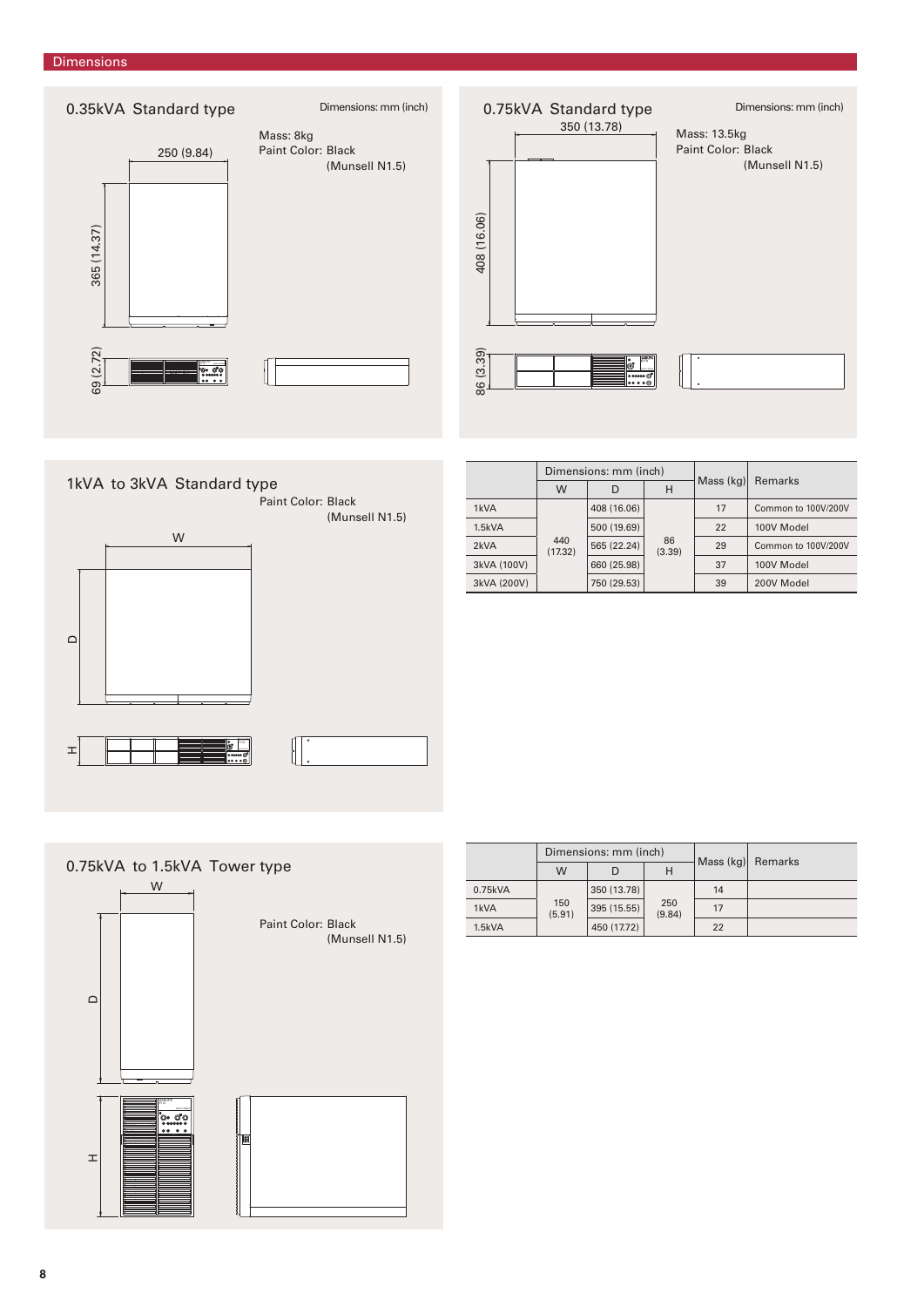## Dimensions

### 0.35kVA Standard type

Dimensions: mm (inch)

Mass: 8kg
Paint Color: Black (Munsell N1.5)

250 (9.84)
365 (14.37)
69 (2.72)

### 0.75kVA Standard type

Dimensions: mm (inch)

Mass: 13.5kg
Paint Color: Black (Munsell N1.5)

350 (13.78)
408 (16.06)
86 (3.39)

### 1kVA to 3kVA Standard type

Paint Color: Black (Munsell N1.5)

W
D
H

| | Dimensions: mm (inch) | | | Mass (kg) | Remarks |
|---|---|---|---|---|---|
| | W | D | H | | |
| 1kVA | 440 (17.32) | 408 (16.06) | 86 (3.39) | 17 | Common to 100V/200V |
| 1.5kVA | | 500 (19.69) | | 22 | 100V Model |
| 2kVA | | 565 (22.24) | | 29 | Common to 100V/200V |
| 3kVA (100V) | | 660 (25.98) | | 37 | 100V Model |
| 3kVA (200V) | | 750 (29.53) | | 39 | 200V Model |

### 0.75kVA to 1.5kVA Tower type

Paint Color: Black (Munsell N1.5)

W
D
H

| | Dimensions: mm (inch) | | | Mass (kg) | Remarks |
|---|---|---|---|---|---|
| | W | D | H | | |
| 0.75kVA | 150 (5.91) | 350 (13.78) | 250 (9.84) | 14 | |
| 1kVA | | 395 (15.55) | | 17 | |
| 1.5kVA | | 450 (17.72) | | 22 | |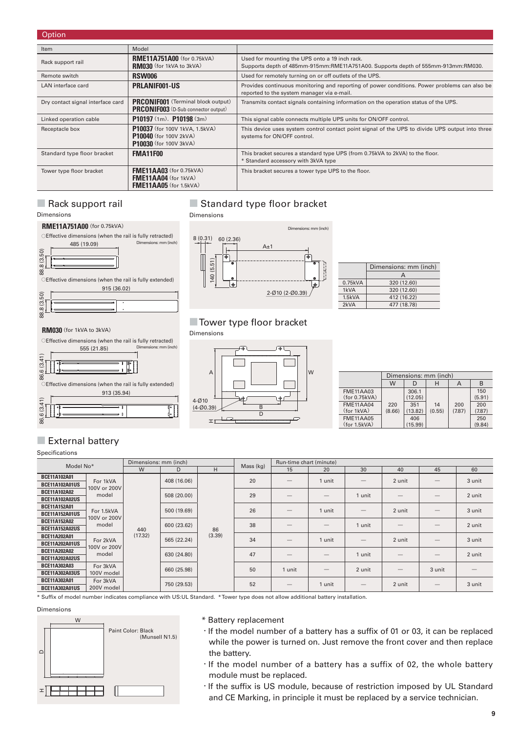## Option

| Item | Model | |
|---|---|---|
| Rack support rail | **RME11A751A00** (for 0.75kVA)<br>**RM030** (for 1kVA to 3kVA) | Used for mounting the UPS onto a 19 inch rack.<br>Supports depth of 485mm-915mm:RME11A751A00. Supports depth of 555mm-913mm:RM030. |
| Remote switch | **RSW006** | Used for remotely turning on or off outlets of the UPS. |
| LAN interface card | **PRLANIF001-US** | Provides continuous monitoring and reporting of power conditions. Power problems can also be reported to the system manager via e-mail. |
| Dry contact signal interface card | **PRCONIF001** (Terminal block output)<br>**PRCONIF003** (D-Sub connector output) | Transmits contact signals containing information on the operation status of the UPS. |
| Linked operation cable | **P10197** (1m), **P10198** (3m) | This signal cable connects multiple UPS units for ON/OFF control. |
| Receptacle box | **P10037** (for 100V 1kVA, 1.5kVA)<br>**P10040** (for 100V 2kVA)<br>**P10030** (for 100V 3kVA) | This device uses system control contact point signal of the UPS to divide UPS output into three systems for ON/OFF control. |
| Standard type floor bracket | **FMA11F00** | This bracket secures a standard type UPS (from 0.75kVA to 2kVA) to the floor.<br>* Standard accessory with 3kVA type |
| Tower type floor bracket | **FME11AA03** (for 0.75kVA)<br>**FME11AA04** (for 1kVA)<br>**FME11AA05** (for 1.5kVA) | This bracket secures a tower type UPS to the floor. |

## Rack support rail

Dimensions

**RME11A751A00** (for 0.75kVA)

○Effective dimensions (when the rail is fully retracted) — Dimensions: mm (inch)

485 (19.09) × 88.8 (3.50)

○Effective dimensions (when the rail is fully extended)

915 (36.02) × 88.8 (3.50)

**RM030** (for 1kVA to 3kVA)

○Effective dimensions (when the rail is fully retracted) — Dimensions: mm (inch)

555 (21.85) × 86.6 (3.41)

○Effective dimensions (when the rail is fully extended)

913 (35.94) × 86.6 (3.41)

## Standard type floor bracket

Dimensions

Dimensions: mm (inch)

8 (0.31), 60 (2.36), A±1, 140 (5.51), 2-Ø10 (2-Ø0.39)

| | Dimensions: mm (inch) |
|---|---|
| | A |
| 0.75kVA | 320 (12.60) |
| 1kVA | 320 (12.60) |
| 1.5kVA | 412 (16.22) |
| 2kVA | 477 (18.78) |

## Tower type floor bracket

Dimensions

A, W, 4-Ø10 (4-Ø0.39), B, D, H

| | Dimensions: mm (inch) | | | | |
|---|---|---|---|---|---|
| | W | D | H | A | B |
| FME11AA03 (for 0.75kVA) | 220 (8.66) | 306.1 (12.05) | 14 (0.55) | 200 (7.87) | 150 (5.91) |
| FME11AA04 (for 1kVA) | | 351 (13.82) | | | 200 (7.87) |
| FME11AA05 (for 1.5kVA) | | 406 (15.99) | | | 250 (9.84) |

## External battery

Specifications

| Model No* | | Dimensions: mm (inch) | | | Mass (kg) | Run-time chart (minute) | | | | | |
|---|---|---|---|---|---|---|---|---|---|---|---|
| | | W | D | H | | 15 | 20 | 30 | 40 | 45 | 60 |
| BCE11A102A01<br>BCE11A102A01US | For 1kVA 100V or 200V model | 440 (17.32) | 408 (16.06) | 86 (3.39) | 20 | — | 1 unit | — | 2 unit | — | 3 unit |
| BCE11A102A02<br>BCE11A102A02US | | | 508 (20.00) | | 29 | — | — | 1 unit | — | — | 2 unit |
| BCE11A152A01<br>BCE11A152A01US | For 1.5kVA 100V or 200V model | | 500 (19.69) | | 26 | — | 1 unit | — | 2 unit | — | 3 unit |
| BCE11A152A02<br>BCE11A152A02US | | | 600 (23.62) | | 38 | — | — | 1 unit | — | — | 2 unit |
| BCE11A202A01<br>BCE11A202A01US | For 2kVA 100V or 200V model | | 565 (22.24) | | 34 | — | 1 unit | — | 2 unit | — | 3 unit |
| BCE11A202A02<br>BCE11A202A02US | | | 630 (24.80) | | 47 | — | — | 1 unit | — | — | 2 unit |
| BCE11A302A03<br>BCE11A302A03US | For 3kVA 100V model | | 660 (25.98) | | 50 | 1 unit | — | 2 unit | — | 3 unit | — |
| BCE11A302A01<br>BCE11A302A01US | For 3kVA 200V model | | 750 (29.53) | | 52 | — | 1 unit | — | 2 unit | — | 3 unit |

\* Suffix of model number indicates compliance with US:UL Standard. \*Tower type does not allow additional battery installation.

Dimensions

W, D, H — Paint Color: Black (Munsell N1.5)

\* Battery replacement

- If the model number of a battery has a suffix of 01 or 03, it can be replaced while the power is turned on. Just remove the front cover and then replace the battery.
- If the model number of a battery has a suffix of 02, the whole battery module must be replaced.
- If the suffix is US module, because of restriction imposed by UL Standard and CE Marking, in principle it must be replaced by a service technician.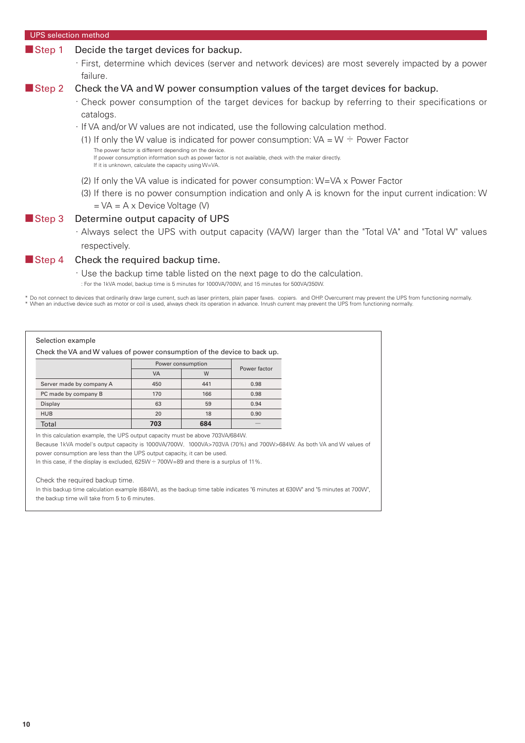## UPS selection method

### Step 1 Decide the target devices for backup.

- First, determine which devices (server and network devices) are most severely impacted by a power failure.

### Step 2 Check the VA and W power consumption values of the target devices for backup.

- Check power consumption of the target devices for backup by referring to their specifications or catalogs.
- If VA and/or W values are not indicated, use the following calculation method.

(1) If only the W value is indicated for power consumption: VA = W ÷ Power Factor

The power factor is different depending on the device.
If power consumption information such as power factor is not available, check with the maker directly.
If it is unknown, calculate the capacity using W=VA.

(2) If only the VA value is indicated for power consumption: W=VA x Power Factor

(3) If there is no power consumption indication and only A is known for the input current indication: W = VA = A x Device Voltage (V)

### Step 3 Determine output capacity of UPS

- Always select the UPS with output capacity (VA/W) larger than the "Total VA" and "Total W" values respectively.

### Step 4 Check the required backup time.

- Use the backup time table listed on the next page to do the calculation.

: For the 1kVA model, backup time is 5 minutes for 1000VA/700W, and 15 minutes for 500VA/350W.

\* Do not connect to devices that ordinarily draw large current, such as laser printers, plain paper faxes, copiers, and OHP. Overcurrent may prevent the UPS from functioning normally.
\* When an inductive device such as motor or coil is used, always check its operation in advance. Inrush current may prevent the UPS from functioning normally.

---

Selection example

Check the VA and W values of power consumption of the device to back up.

| | Power consumption | | Power factor |
|---|---|---|---|
| | VA | W | |
| Server made by company A | 450 | 441 | 0.98 |
| PC made by company B | 170 | 166 | 0.98 |
| Display | 63 | 59 | 0.94 |
| HUB | 20 | 18 | 0.90 |
| Total | **703** | **684** | — |

In this calculation example, the UPS output capacity must be above 703VA/684W.
Because 1kVA model's output capacity is 1000VA/700W. 1000VA>703VA (70%) and 700W>684W. As both VA and W values of power consumption are less than the UPS output capacity, it can be used.
In this case, if the display is excluded, 625W ÷ 700W=89 and there is a surplus of 11%.

Check the required backup time.
In this backup time calculation example (684W), as the backup time table indicates "6 minutes at 630W" and "5 minutes at 700W", the backup time will take from 5 to 6 minutes.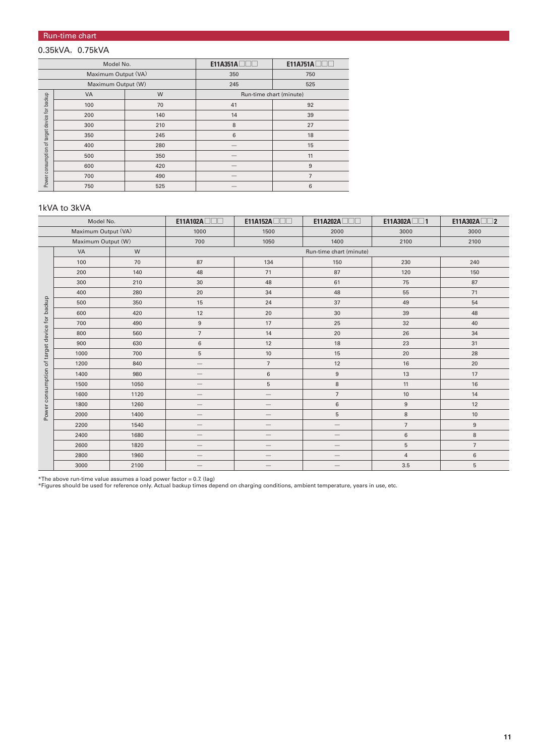## Run-time chart

### 0.35kVA，0.75kVA

| Model No. | | E11A351A□□□ | E11A751A□□□ |
|---|---|---|---|
| Maximum Output (VA) | | 350 | 750 |
| Maximum Output (W) | | 245 | 525 |
| Power consumption of target device for backup: VA | W | Run-time chart (minute) | |
| 100 | 70 | 41 | 92 |
| 200 | 140 | 14 | 39 |
| 300 | 210 | 8 | 27 |
| 350 | 245 | 6 | 18 |
| 400 | 280 | — | 15 |
| 500 | 350 | — | 11 |
| 600 | 420 | — | 9 |
| 700 | 490 | — | 7 |
| 750 | 525 | — | 6 |

### 1kVA to 3kVA

| Model No. | | E11A102A□□□ | E11A152A□□□ | E11A202A□□□ | E11A302A□□1 | E11A302A□□2 |
|---|---|---|---|---|---|---|
| Maximum Output (VA) | | 1000 | 1500 | 2000 | 3000 | 3000 |
| Maximum Output (W) | | 700 | 1050 | 1400 | 2100 | 2100 |
| Power consumption of target device for backup: VA | W | Run-time chart (minute) | | | | |
| 100 | 70 | 87 | 134 | 150 | 230 | 240 |
| 200 | 140 | 48 | 71 | 87 | 120 | 150 |
| 300 | 210 | 30 | 48 | 61 | 75 | 87 |
| 400 | 280 | 20 | 34 | 48 | 55 | 71 |
| 500 | 350 | 15 | 24 | 37 | 49 | 54 |
| 600 | 420 | 12 | 20 | 30 | 39 | 48 |
| 700 | 490 | 9 | 17 | 25 | 32 | 40 |
| 800 | 560 | 7 | 14 | 20 | 26 | 34 |
| 900 | 630 | 6 | 12 | 18 | 23 | 31 |
| 1000 | 700 | 5 | 10 | 15 | 20 | 28 |
| 1200 | 840 | — | 7 | 12 | 16 | 20 |
| 1400 | 980 | — | 6 | 9 | 13 | 17 |
| 1500 | 1050 | — | 5 | 8 | 11 | 16 |
| 1600 | 1120 | — | — | 7 | 10 | 14 |
| 1800 | 1260 | — | — | 6 | 9 | 12 |
| 2000 | 1400 | — | — | 5 | 8 | 10 |
| 2200 | 1540 | — | — | — | 7 | 9 |
| 2400 | 1680 | — | — | — | 6 | 8 |
| 2600 | 1820 | — | — | — | 5 | 7 |
| 2800 | 1960 | — | — | — | 4 | 6 |
| 3000 | 2100 | — | — | — | 3.5 | 5 |

*The above run-time value assumes a load power factor = 0.7. (lag)
*Figures should be used for reference only. Actual backup times depend on charging conditions, ambient temperature, years in use, etc.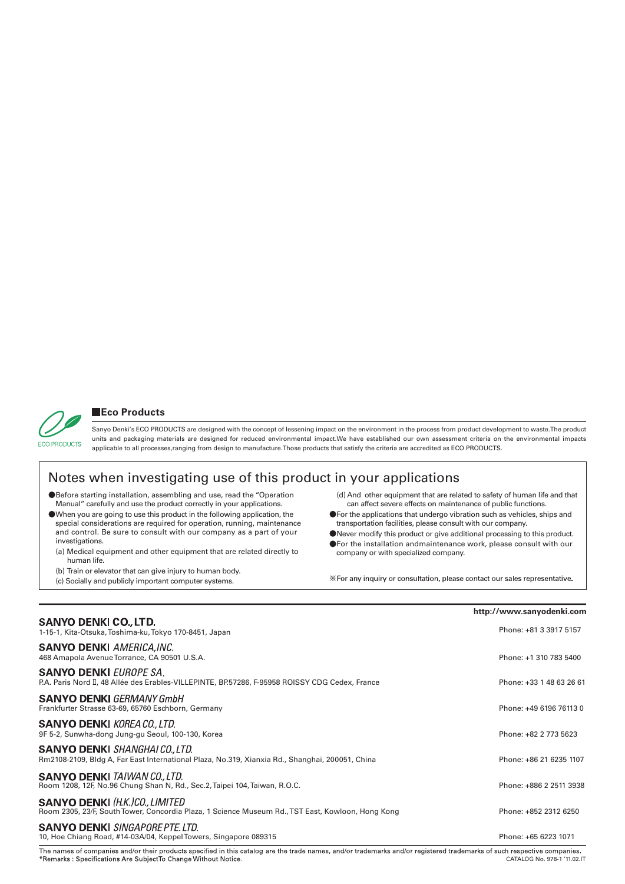ECO PRODUCTS

## Eco Products

Sanyo Denki's ECO PRODUCTS are designed with the concept of lessening impact on the environment in the process from product development to waste.The product units and packaging materials are designed for reduced environmental impact.We have established our own assessment criteria on the environmental impacts applicable to all processes,ranging from design to manufacture.Those products that satisfy the criteria are accredited as ECO PRODUCTS.

## Notes when investigating use of this product in your applications

- Before starting installation, assembling and use, read the "Operation Manual" carefully and use the product correctly in your applications.
- When you are going to use this product in the following application, the special considerations are required for operation, running, maintenance and control. Be sure to consult with our company as a part of your investigations.
  - (a) Medical equipment and other equipment that are related directly to human life.
  - (b) Train or elevator that can give injury to human body.
  - (c) Socially and publicly important computer systems.
  - (d) And other equipment that are related to safety of human life and that can affect severe effects on maintenance of public functions.
- For the applications that undergo vibration such as vehicles, ships and transportation facilities, please consult with our company.
- Never modify this product or give additional processing to this product.
- For the installation andmaintenance work, please consult with our company or with specialized company.

※For any inquiry or consultation, please contact our sales representative.

http://www.sanyodenki.com

**SANYO DENKI CO., LTD.**
1-15-1, Kita-Otsuka, Toshima-ku, Tokyo 170-8451, Japan — Phone: +81 3 3917 5157

**SANYO DENKI** *AMERICA, INC.*
468 Amapola Avenue Torrance, CA 90501 U.S.A. — Phone: +1 310 783 5400

**SANYO DENKI** *EUROPE SA.*
P.A. Paris Nord Ⅱ, 48 Allée des Erables-VILLEPINTE, BP.57286, F-95958 ROISSY CDG Cedex, France — Phone: +33 1 48 63 26 61

**SANYO DENKI** *GERMANY GmbH*
Frankfurter Strasse 63-69, 65760 Eschborn, Germany — Phone: +49 6196 76113 0

**SANYO DENKI** *KOREA CO., LTD.*
9F 5-2, Sunwha-dong Jung-gu Seoul, 100-130, Korea — Phone: +82 2 773 5623

**SANYO DENKI** *SHANGHAI CO., LTD.*
Rm2108-2109, Bldg A, Far East International Plaza, No.319, Xianxia Rd., Shanghai, 200051, China — Phone: +86 21 6235 1107

**SANYO DENKI** *TAIWAN CO., LTD.*
Room 1208, 12F, No.96 Chung Shan N, Rd., Sec.2, Taipei 104, Taiwan, R.O.C. — Phone: +886 2 2511 3938

**SANYO DENKI** *(H.K.)CO., LIMITED*
Room 2305, 23/F, South Tower, Concordia Plaza, 1 Science Museum Rd., TST East, Kowloon, Hong Kong — Phone: +852 2312 6250

**SANYO DENKI** *SINGAPORE PTE. LTD.*
10, Hoe Chiang Road, #14-03A/04, Keppel Towers, Singapore 089315 — Phone: +65 6223 1071

The names of companies and/or their products specified in this catalog are the trade names, and/or trademarks and/or registered trademarks of such respective companies.
*Remarks : Specifications Are SubjectTo Change Without Notice.

CATALOG No. 978-1 '11.02.IT